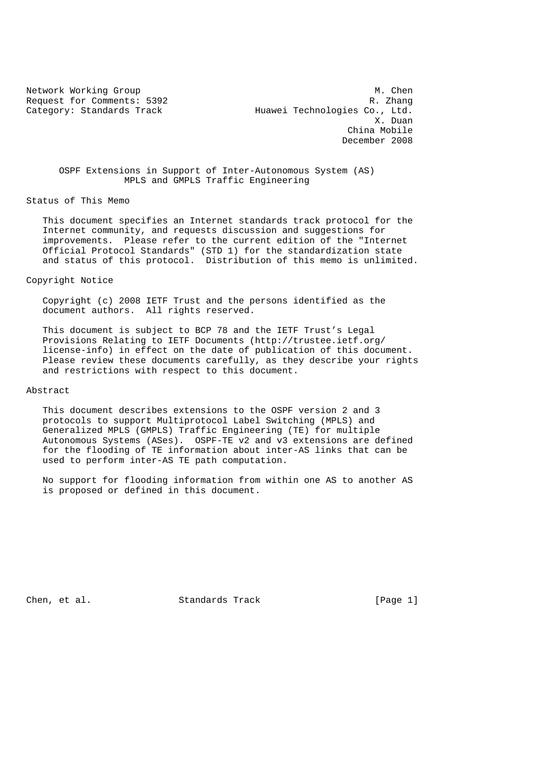Network Working Group M. Chen
Request for Comments: 5392 R. Zhang
Category: Standards Track Huawei Technologies Co., Ltd.
X. Duan
China Mobile
December 2008

# OSPF Extensions in Support of Inter-Autonomous System (AS) MPLS and GMPLS Traffic Engineering

## Status of This Memo

This document specifies an Internet standards track protocol for the Internet community, and requests discussion and suggestions for improvements. Please refer to the current edition of the "Internet Official Protocol Standards" (STD 1) for the standardization state and status of this protocol. Distribution of this memo is unlimited.

## Copyright Notice

Copyright (c) 2008 IETF Trust and the persons identified as the document authors. All rights reserved.

This document is subject to BCP 78 and the IETF Trust's Legal Provisions Relating to IETF Documents (http://trustee.ietf.org/license-info) in effect on the date of publication of this document. Please review these documents carefully, as they describe your rights and restrictions with respect to this document.

## Abstract

This document describes extensions to the OSPF version 2 and 3 protocols to support Multiprotocol Label Switching (MPLS) and Generalized MPLS (GMPLS) Traffic Engineering (TE) for multiple Autonomous Systems (ASes). OSPF-TE v2 and v3 extensions are defined for the flooding of TE information about inter-AS links that can be used to perform inter-AS TE path computation.

No support for flooding information from within one AS to another AS is proposed or defined in this document.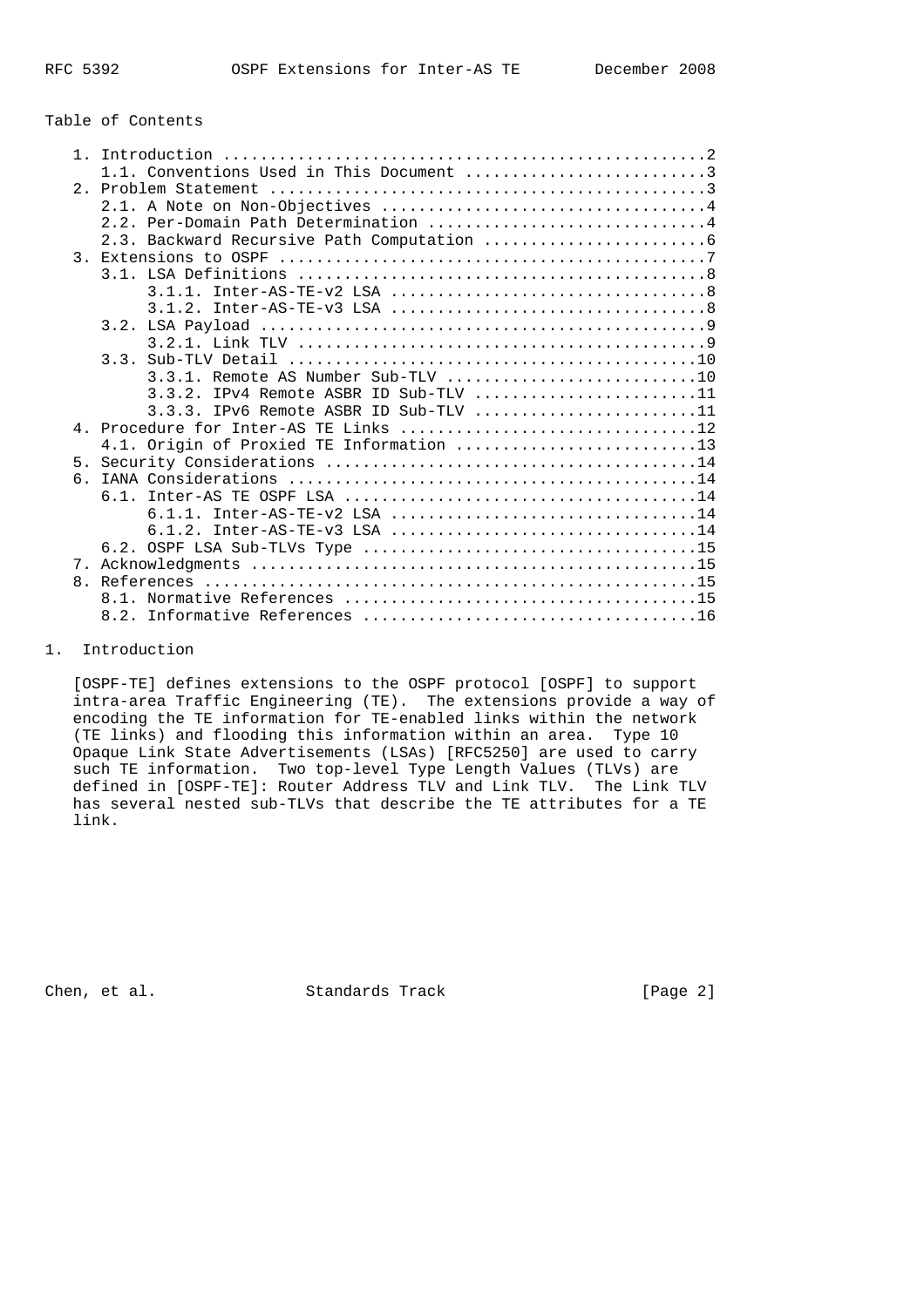## Table of Contents

```
   1. Introduction ....................................................2
      1.1. Conventions Used in This Document ..........................3
   2. Problem Statement ...............................................3
      2.1. A Note on Non-Objectives ...................................4
      2.2. Per-Domain Path Determination ..............................4
      2.3. Backward Recursive Path Computation ........................6
   3. Extensions to OSPF ..............................................7
      3.1. LSA Definitions ............................................8
           3.1.1. Inter-AS-TE-v2 LSA ..................................8
           3.1.2. Inter-AS-TE-v3 LSA ..................................8
      3.2. LSA Payload ................................................9
           3.2.1. Link TLV ............................................9
      3.3. Sub-TLV Detail ............................................10
           3.3.1. Remote AS Number Sub-TLV ...........................10
           3.3.2. IPv4 Remote ASBR ID Sub-TLV ........................11
           3.3.3. IPv6 Remote ASBR ID Sub-TLV ........................11
   4. Procedure for Inter-AS TE Links ................................12
      4.1. Origin of Proxied TE Information ..........................13
   5. Security Considerations ........................................14
   6. IANA Considerations ............................................14
      6.1. Inter-AS TE OSPF LSA ......................................14
           6.1.1. Inter-AS-TE-v2 LSA .................................14
           6.1.2. Inter-AS-TE-v3 LSA .................................14
      6.2. OSPF LSA Sub-TLVs Type ....................................15
   7. Acknowledgments ................................................15
   8. References .....................................................15
      8.1. Normative References ......................................15
      8.2. Informative References ....................................16
```

## 1. Introduction

[OSPF-TE] defines extensions to the OSPF protocol [OSPF] to support intra-area Traffic Engineering (TE). The extensions provide a way of encoding the TE information for TE-enabled links within the network (TE links) and flooding this information within an area. Type 10 Opaque Link State Advertisements (LSAs) [RFC5250] are used to carry such TE information. Two top-level Type Length Values (TLVs) are defined in [OSPF-TE]: Router Address TLV and Link TLV. The Link TLV has several nested sub-TLVs that describe the TE attributes for a TE link.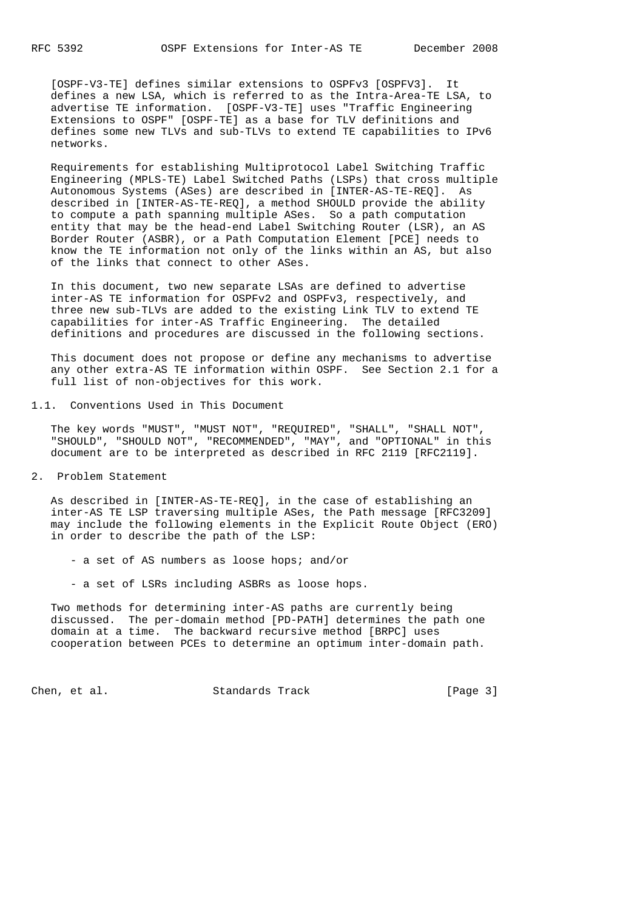[OSPF-V3-TE] defines similar extensions to OSPFv3 [OSPFV3]. It defines a new LSA, which is referred to as the Intra-Area-TE LSA, to advertise TE information. [OSPF-V3-TE] uses "Traffic Engineering Extensions to OSPF" [OSPF-TE] as a base for TLV definitions and defines some new TLVs and sub-TLVs to extend TE capabilities to IPv6 networks.

Requirements for establishing Multiprotocol Label Switching Traffic Engineering (MPLS-TE) Label Switched Paths (LSPs) that cross multiple Autonomous Systems (ASes) are described in [INTER-AS-TE-REQ]. As described in [INTER-AS-TE-REQ], a method SHOULD provide the ability to compute a path spanning multiple ASes. So a path computation entity that may be the head-end Label Switching Router (LSR), an AS Border Router (ASBR), or a Path Computation Element [PCE] needs to know the TE information not only of the links within an AS, but also of the links that connect to other ASes.

In this document, two new separate LSAs are defined to advertise inter-AS TE information for OSPFv2 and OSPFv3, respectively, and three new sub-TLVs are added to the existing Link TLV to extend TE capabilities for inter-AS Traffic Engineering. The detailed definitions and procedures are discussed in the following sections.

This document does not propose or define any mechanisms to advertise any other extra-AS TE information within OSPF. See Section 2.1 for a full list of non-objectives for this work.

### 1.1. Conventions Used in This Document

The key words "MUST", "MUST NOT", "REQUIRED", "SHALL", "SHALL NOT", "SHOULD", "SHOULD NOT", "RECOMMENDED", "MAY", and "OPTIONAL" in this document are to be interpreted as described in RFC 2119 [RFC2119].

## 2. Problem Statement

As described in [INTER-AS-TE-REQ], in the case of establishing an inter-AS TE LSP traversing multiple ASes, the Path message [RFC3209] may include the following elements in the Explicit Route Object (ERO) in order to describe the path of the LSP:

- a set of AS numbers as loose hops; and/or

- a set of LSRs including ASBRs as loose hops.

Two methods for determining inter-AS paths are currently being discussed. The per-domain method [PD-PATH] determines the path one domain at a time. The backward recursive method [BRPC] uses cooperation between PCEs to determine an optimum inter-domain path.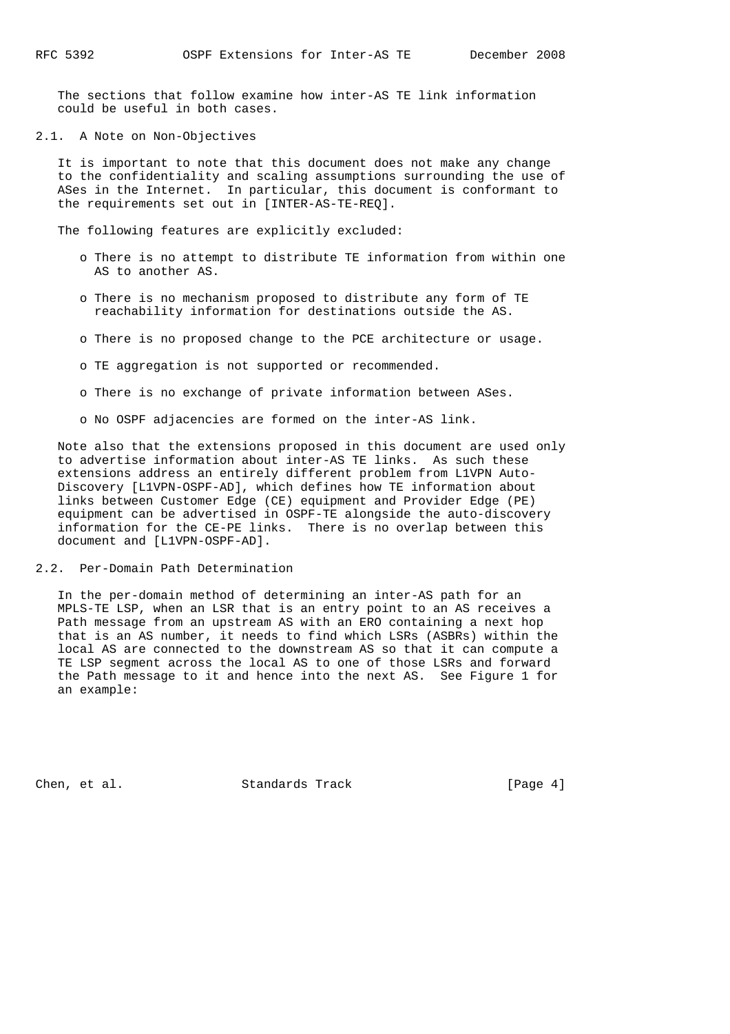The sections that follow examine how inter-AS TE link information could be useful in both cases.

## 2.1. A Note on Non-Objectives

It is important to note that this document does not make any change to the confidentiality and scaling assumptions surrounding the use of ASes in the Internet. In particular, this document is conformant to the requirements set out in [INTER-AS-TE-REQ].

The following features are explicitly excluded:

- There is no attempt to distribute TE information from within one AS to another AS.
- There is no mechanism proposed to distribute any form of TE reachability information for destinations outside the AS.
- There is no proposed change to the PCE architecture or usage.
- TE aggregation is not supported or recommended.
- There is no exchange of private information between ASes.
- No OSPF adjacencies are formed on the inter-AS link.

Note also that the extensions proposed in this document are used only to advertise information about inter-AS TE links. As such these extensions address an entirely different problem from L1VPN Auto-Discovery [L1VPN-OSPF-AD], which defines how TE information about links between Customer Edge (CE) equipment and Provider Edge (PE) equipment can be advertised in OSPF-TE alongside the auto-discovery information for the CE-PE links. There is no overlap between this document and [L1VPN-OSPF-AD].

## 2.2. Per-Domain Path Determination

In the per-domain method of determining an inter-AS path for an MPLS-TE LSP, when an LSR that is an entry point to an AS receives a Path message from an upstream AS with an ERO containing a next hop that is an AS number, it needs to find which LSRs (ASBRs) within the local AS are connected to the downstream AS so that it can compute a TE LSP segment across the local AS to one of those LSRs and forward the Path message to it and hence into the next AS. See Figure 1 for an example: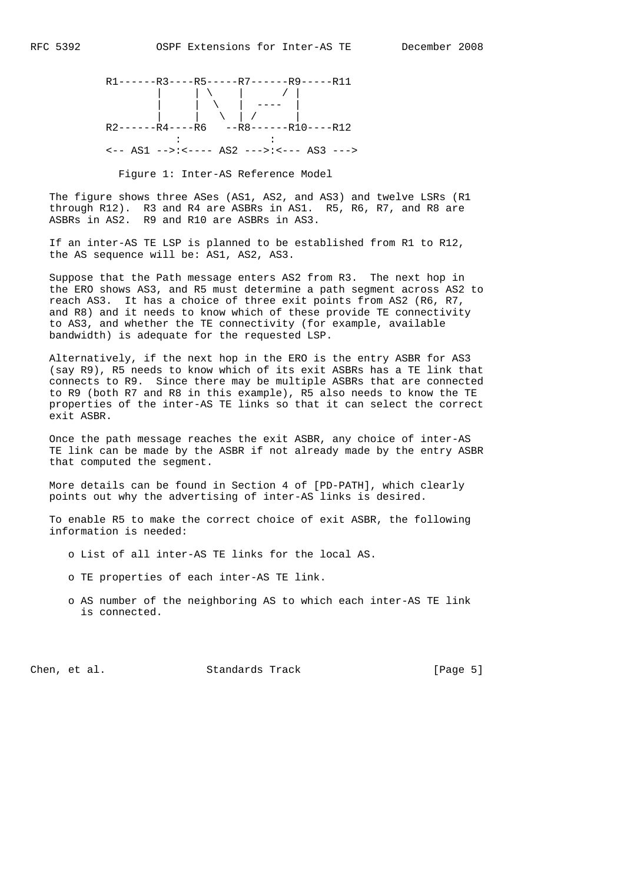```
R1------R3----R5-----R7------R9-----R11
        |     | \    |      / |
        |     |  \   |  ----  |
        |     |   \  | /      |
R2------R4----R6   --R8------R10----R12
           :              :
<-- AS1 -->:<---- AS2 --->:<--- AS3 --->
```

Figure 1: Inter-AS Reference Model

The figure shows three ASes (AS1, AS2, and AS3) and twelve LSRs (R1 through R12). R3 and R4 are ASBRs in AS1. R5, R6, R7, and R8 are ASBRs in AS2. R9 and R10 are ASBRs in AS3.

If an inter-AS TE LSP is planned to be established from R1 to R12, the AS sequence will be: AS1, AS2, AS3.

Suppose that the Path message enters AS2 from R3. The next hop in the ERO shows AS3, and R5 must determine a path segment across AS2 to reach AS3. It has a choice of three exit points from AS2 (R6, R7, and R8) and it needs to know which of these provide TE connectivity to AS3, and whether the TE connectivity (for example, available bandwidth) is adequate for the requested LSP.

Alternatively, if the next hop in the ERO is the entry ASBR for AS3 (say R9), R5 needs to know which of its exit ASBRs has a TE link that connects to R9. Since there may be multiple ASBRs that are connected to R9 (both R7 and R8 in this example), R5 also needs to know the TE properties of the inter-AS TE links so that it can select the correct exit ASBR.

Once the path message reaches the exit ASBR, any choice of inter-AS TE link can be made by the ASBR if not already made by the entry ASBR that computed the segment.

More details can be found in Section 4 of [PD-PATH], which clearly points out why the advertising of inter-AS links is desired.

To enable R5 to make the correct choice of exit ASBR, the following information is needed:

- List of all inter-AS TE links for the local AS.
- TE properties of each inter-AS TE link.
- AS number of the neighboring AS to which each inter-AS TE link is connected.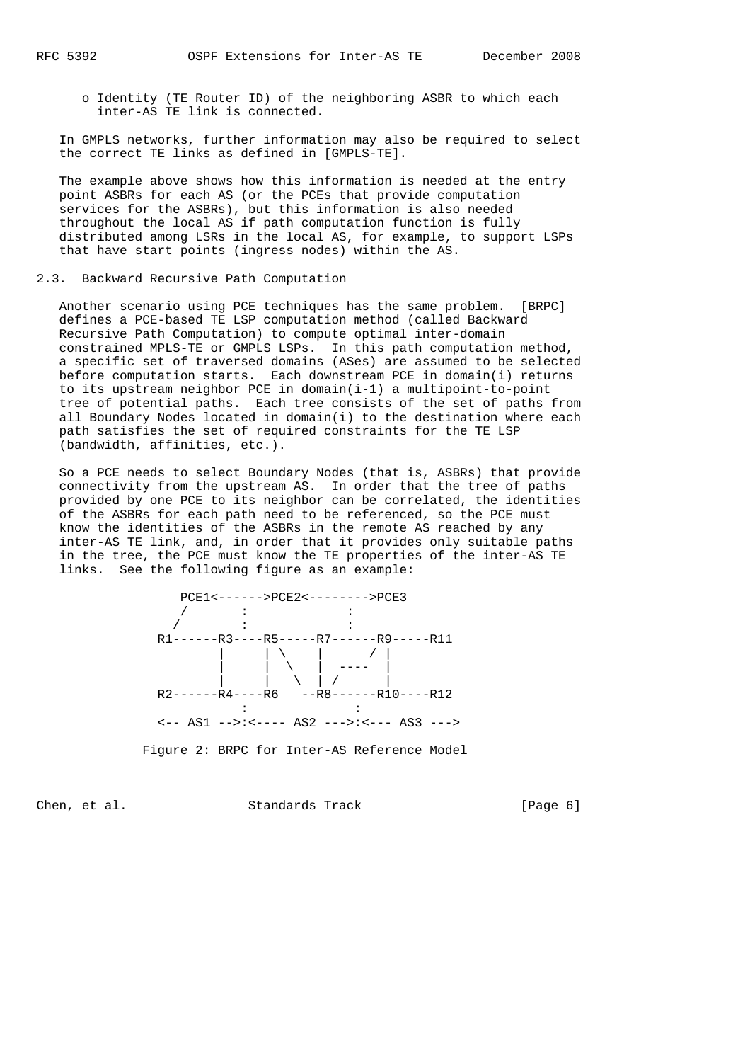- Identity (TE Router ID) of the neighboring ASBR to which each inter-AS TE link is connected.

In GMPLS networks, further information may also be required to select the correct TE links as defined in [GMPLS-TE].

The example above shows how this information is needed at the entry point ASBRs for each AS (or the PCEs that provide computation services for the ASBRs), but this information is also needed throughout the local AS if path computation function is fully distributed among LSRs in the local AS, for example, to support LSPs that have start points (ingress nodes) within the AS.

### 2.3. Backward Recursive Path Computation

Another scenario using PCE techniques has the same problem. [BRPC] defines a PCE-based TE LSP computation method (called Backward Recursive Path Computation) to compute optimal inter-domain constrained MPLS-TE or GMPLS LSPs. In this path computation method, a specific set of traversed domains (ASes) are assumed to be selected before computation starts. Each downstream PCE in domain(i) returns to its upstream neighbor PCE in domain(i-1) a multipoint-to-point tree of potential paths. Each tree consists of the set of paths from all Boundary Nodes located in domain(i) to the destination where each path satisfies the set of required constraints for the TE LSP (bandwidth, affinities, etc.).

So a PCE needs to select Boundary Nodes (that is, ASBRs) that provide connectivity from the upstream AS. In order that the tree of paths provided by one PCE to its neighbor can be correlated, the identities of the ASBRs for each path need to be referenced, so the PCE must know the identities of the ASBRs in the remote AS reached by any inter-AS TE link, and, in order that it provides only suitable paths in the tree, the PCE must know the TE properties of the inter-AS TE links. See the following figure as an example:

```
          PCE1<------>PCE2<-------->PCE3
         /       :             :
        /        :             :
      R1------R3----R5-----R7------R9-----R11
              |     | \    |      / |
              |     |  \   |  ----  |
              |     |   \  | /      |
      R2------R4----R6   --R8------R10----R12
                 :             :
      <-- AS1 -->:<---- AS2 --->:<--- AS3 --->
```

Figure 2: BRPC for Inter-AS Reference Model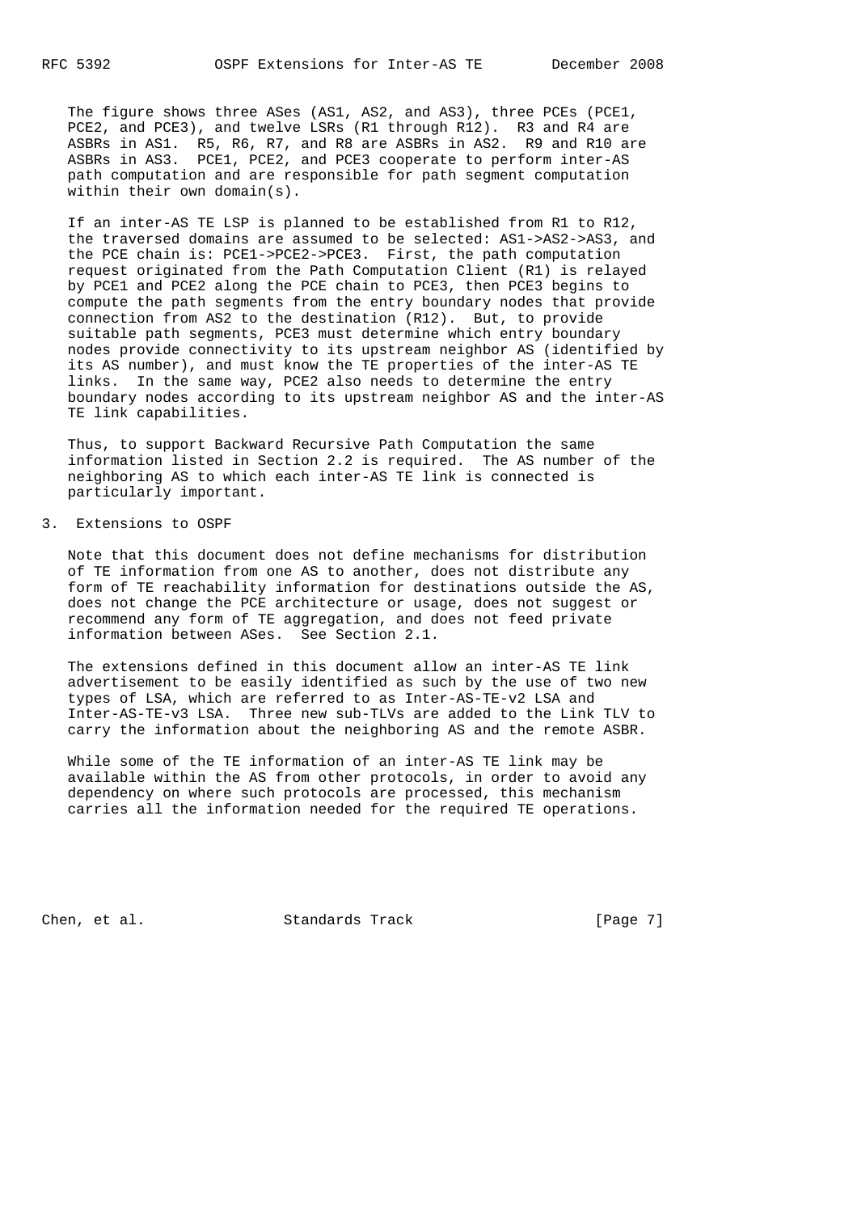The figure shows three ASes (AS1, AS2, and AS3), three PCEs (PCE1, PCE2, and PCE3), and twelve LSRs (R1 through R12). R3 and R4 are ASBRs in AS1. R5, R6, R7, and R8 are ASBRs in AS2. R9 and R10 are ASBRs in AS3. PCE1, PCE2, and PCE3 cooperate to perform inter-AS path computation and are responsible for path segment computation within their own domain(s).

If an inter-AS TE LSP is planned to be established from R1 to R12, the traversed domains are assumed to be selected: AS1->AS2->AS3, and the PCE chain is: PCE1->PCE2->PCE3. First, the path computation request originated from the Path Computation Client (R1) is relayed by PCE1 and PCE2 along the PCE chain to PCE3, then PCE3 begins to compute the path segments from the entry boundary nodes that provide connection from AS2 to the destination (R12). But, to provide suitable path segments, PCE3 must determine which entry boundary nodes provide connectivity to its upstream neighbor AS (identified by its AS number), and must know the TE properties of the inter-AS TE links. In the same way, PCE2 also needs to determine the entry boundary nodes according to its upstream neighbor AS and the inter-AS TE link capabilities.

Thus, to support Backward Recursive Path Computation the same information listed in Section 2.2 is required. The AS number of the neighboring AS to which each inter-AS TE link is connected is particularly important.

## 3. Extensions to OSPF

Note that this document does not define mechanisms for distribution of TE information from one AS to another, does not distribute any form of TE reachability information for destinations outside the AS, does not change the PCE architecture or usage, does not suggest or recommend any form of TE aggregation, and does not feed private information between ASes. See Section 2.1.

The extensions defined in this document allow an inter-AS TE link advertisement to be easily identified as such by the use of two new types of LSA, which are referred to as Inter-AS-TE-v2 LSA and Inter-AS-TE-v3 LSA. Three new sub-TLVs are added to the Link TLV to carry the information about the neighboring AS and the remote ASBR.

While some of the TE information of an inter-AS TE link may be available within the AS from other protocols, in order to avoid any dependency on where such protocols are processed, this mechanism carries all the information needed for the required TE operations.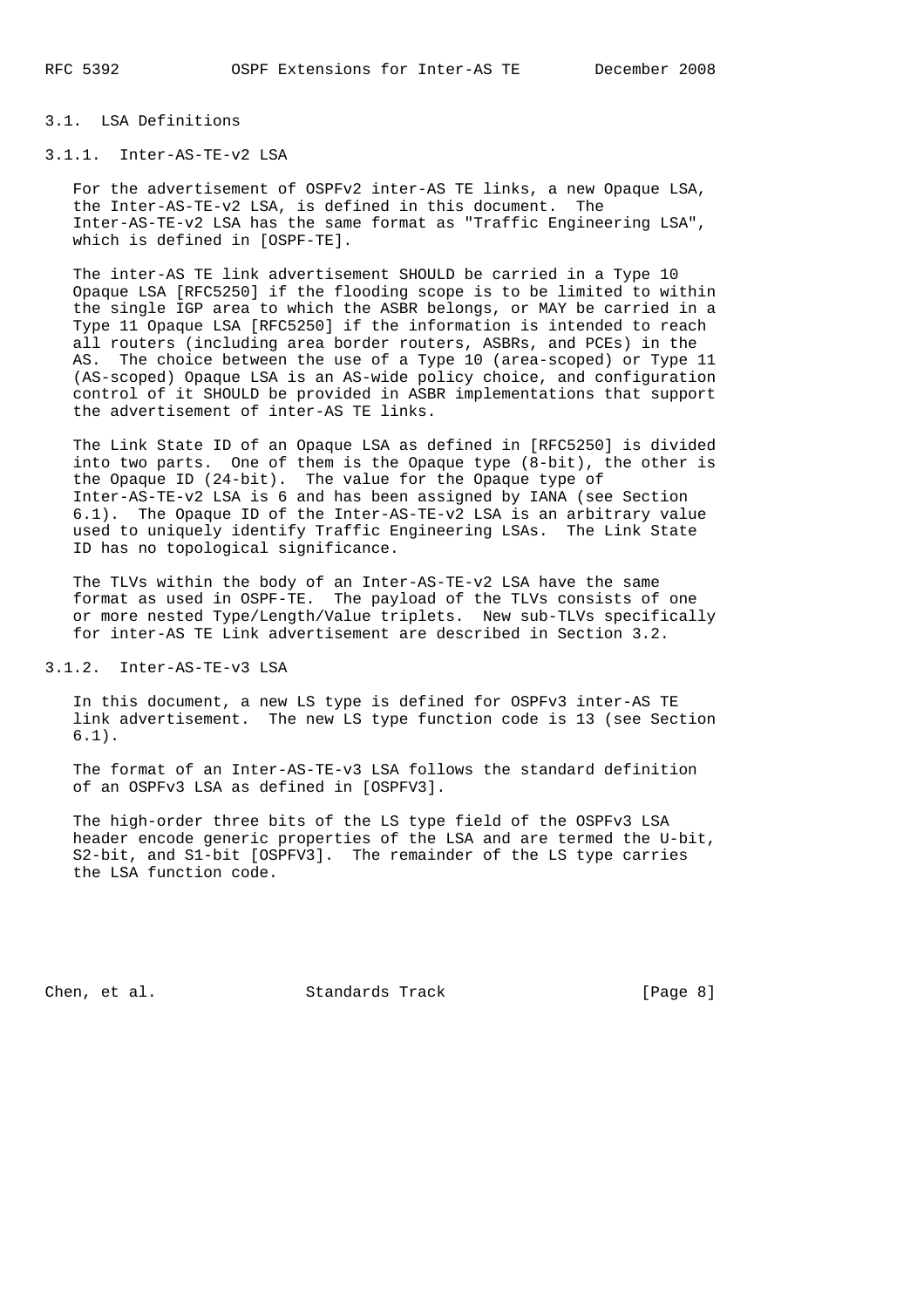### 3.1. LSA Definitions

#### 3.1.1. Inter-AS-TE-v2 LSA

For the advertisement of OSPFv2 inter-AS TE links, a new Opaque LSA, the Inter-AS-TE-v2 LSA, is defined in this document. The Inter-AS-TE-v2 LSA has the same format as "Traffic Engineering LSA", which is defined in [OSPF-TE].

The inter-AS TE link advertisement SHOULD be carried in a Type 10 Opaque LSA [RFC5250] if the flooding scope is to be limited to within the single IGP area to which the ASBR belongs, or MAY be carried in a Type 11 Opaque LSA [RFC5250] if the information is intended to reach all routers (including area border routers, ASBRs, and PCEs) in the AS. The choice between the use of a Type 10 (area-scoped) or Type 11 (AS-scoped) Opaque LSA is an AS-wide policy choice, and configuration control of it SHOULD be provided in ASBR implementations that support the advertisement of inter-AS TE links.

The Link State ID of an Opaque LSA as defined in [RFC5250] is divided into two parts. One of them is the Opaque type (8-bit), the other is the Opaque ID (24-bit). The value for the Opaque type of Inter-AS-TE-v2 LSA is 6 and has been assigned by IANA (see Section 6.1). The Opaque ID of the Inter-AS-TE-v2 LSA is an arbitrary value used to uniquely identify Traffic Engineering LSAs. The Link State ID has no topological significance.

The TLVs within the body of an Inter-AS-TE-v2 LSA have the same format as used in OSPF-TE. The payload of the TLVs consists of one or more nested Type/Length/Value triplets. New sub-TLVs specifically for inter-AS TE Link advertisement are described in Section 3.2.

#### 3.1.2. Inter-AS-TE-v3 LSA

In this document, a new LS type is defined for OSPFv3 inter-AS TE link advertisement. The new LS type function code is 13 (see Section 6.1).

The format of an Inter-AS-TE-v3 LSA follows the standard definition of an OSPFv3 LSA as defined in [OSPFV3].

The high-order three bits of the LS type field of the OSPFv3 LSA header encode generic properties of the LSA and are termed the U-bit, S2-bit, and S1-bit [OSPFV3]. The remainder of the LS type carries the LSA function code.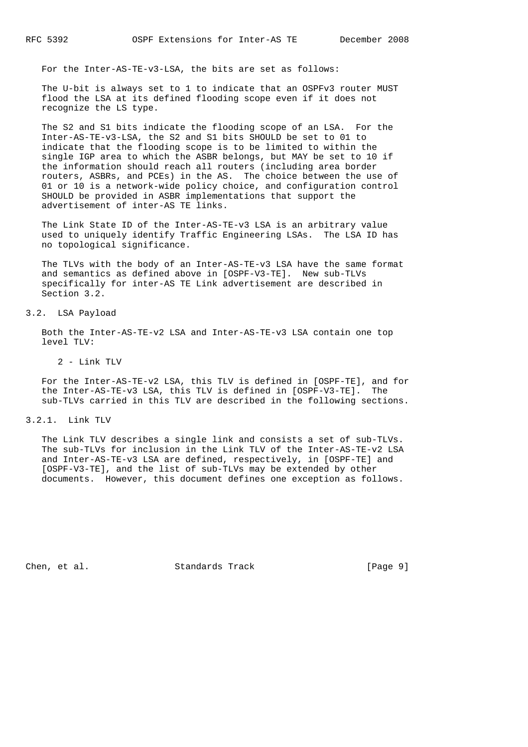For the Inter-AS-TE-v3-LSA, the bits are set as follows:

The U-bit is always set to 1 to indicate that an OSPFv3 router MUST flood the LSA at its defined flooding scope even if it does not recognize the LS type.

The S2 and S1 bits indicate the flooding scope of an LSA. For the Inter-AS-TE-v3-LSA, the S2 and S1 bits SHOULD be set to 01 to indicate that the flooding scope is to be limited to within the single IGP area to which the ASBR belongs, but MAY be set to 10 if the information should reach all routers (including area border routers, ASBRs, and PCEs) in the AS. The choice between the use of 01 or 10 is a network-wide policy choice, and configuration control SHOULD be provided in ASBR implementations that support the advertisement of inter-AS TE links.

The Link State ID of the Inter-AS-TE-v3 LSA is an arbitrary value used to uniquely identify Traffic Engineering LSAs. The LSA ID has no topological significance.

The TLVs with the body of an Inter-AS-TE-v3 LSA have the same format and semantics as defined above in [OSPF-V3-TE]. New sub-TLVs specifically for inter-AS TE Link advertisement are described in Section 3.2.

### 3.2. LSA Payload

Both the Inter-AS-TE-v2 LSA and Inter-AS-TE-v3 LSA contain one top level TLV:

   2 - Link TLV

For the Inter-AS-TE-v2 LSA, this TLV is defined in [OSPF-TE], and for the Inter-AS-TE-v3 LSA, this TLV is defined in [OSPF-V3-TE]. The sub-TLVs carried in this TLV are described in the following sections.

#### 3.2.1. Link TLV

The Link TLV describes a single link and consists a set of sub-TLVs. The sub-TLVs for inclusion in the Link TLV of the Inter-AS-TE-v2 LSA and Inter-AS-TE-v3 LSA are defined, respectively, in [OSPF-TE] and [OSPF-V3-TE], and the list of sub-TLVs may be extended by other documents. However, this document defines one exception as follows.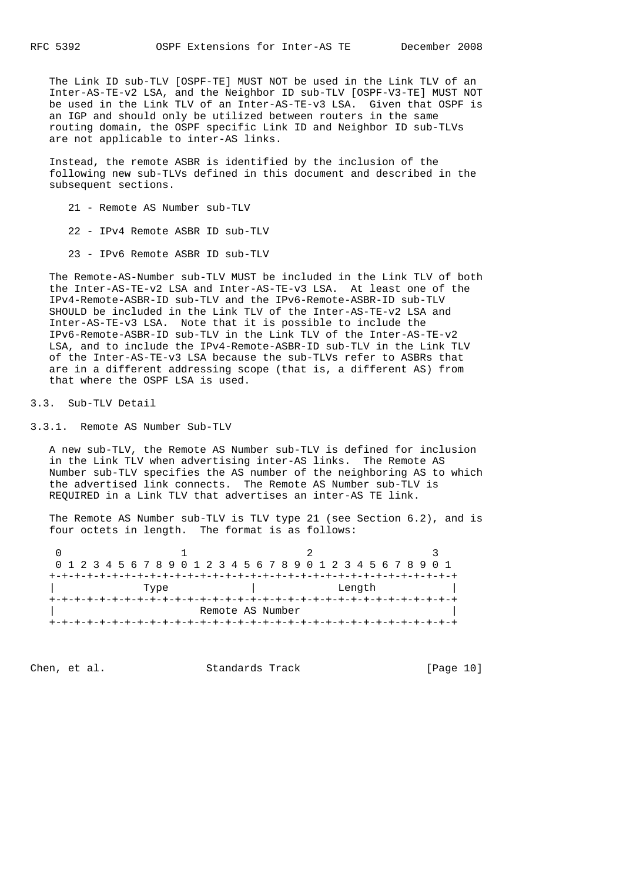The Link ID sub-TLV [OSPF-TE] MUST NOT be used in the Link TLV of an Inter-AS-TE-v2 LSA, and the Neighbor ID sub-TLV [OSPF-V3-TE] MUST NOT be used in the Link TLV of an Inter-AS-TE-v3 LSA. Given that OSPF is an IGP and should only be utilized between routers in the same routing domain, the OSPF specific Link ID and Neighbor ID sub-TLVs are not applicable to inter-AS links.

Instead, the remote ASBR is identified by the inclusion of the following new sub-TLVs defined in this document and described in the subsequent sections.

- 21 - Remote AS Number sub-TLV
- 22 - IPv4 Remote ASBR ID sub-TLV
- 23 - IPv6 Remote ASBR ID sub-TLV

The Remote-AS-Number sub-TLV MUST be included in the Link TLV of both the Inter-AS-TE-v2 LSA and Inter-AS-TE-v3 LSA. At least one of the IPv4-Remote-ASBR-ID sub-TLV and the IPv6-Remote-ASBR-ID sub-TLV SHOULD be included in the Link TLV of the Inter-AS-TE-v2 LSA and Inter-AS-TE-v3 LSA. Note that it is possible to include the IPv6-Remote-ASBR-ID sub-TLV in the Link TLV of the Inter-AS-TE-v2 LSA, and to include the IPv4-Remote-ASBR-ID sub-TLV in the Link TLV of the Inter-AS-TE-v3 LSA because the sub-TLVs refer to ASBRs that are in a different addressing scope (that is, a different AS) from that where the OSPF LSA is used.

## 3.3. Sub-TLV Detail

### 3.3.1. Remote AS Number Sub-TLV

A new sub-TLV, the Remote AS Number sub-TLV is defined for inclusion in the Link TLV when advertising inter-AS links. The Remote AS Number sub-TLV specifies the AS number of the neighboring AS to which the advertised link connects. The Remote AS Number sub-TLV is REQUIRED in a Link TLV that advertises an inter-AS TE link.

The Remote AS Number sub-TLV is TLV type 21 (see Section 6.2), and is four octets in length. The format is as follows:

```
 0                   1                   2                   3
 0 1 2 3 4 5 6 7 8 9 0 1 2 3 4 5 6 7 8 9 0 1 2 3 4 5 6 7 8 9 0 1
+-+-+-+-+-+-+-+-+-+-+-+-+-+-+-+-+-+-+-+-+-+-+-+-+-+-+-+-+-+-+-+-+
|             Type              |             Length            |
+-+-+-+-+-+-+-+-+-+-+-+-+-+-+-+-+-+-+-+-+-+-+-+-+-+-+-+-+-+-+-+-+
|                       Remote AS Number                        |
+-+-+-+-+-+-+-+-+-+-+-+-+-+-+-+-+-+-+-+-+-+-+-+-+-+-+-+-+-+-+-+-+
```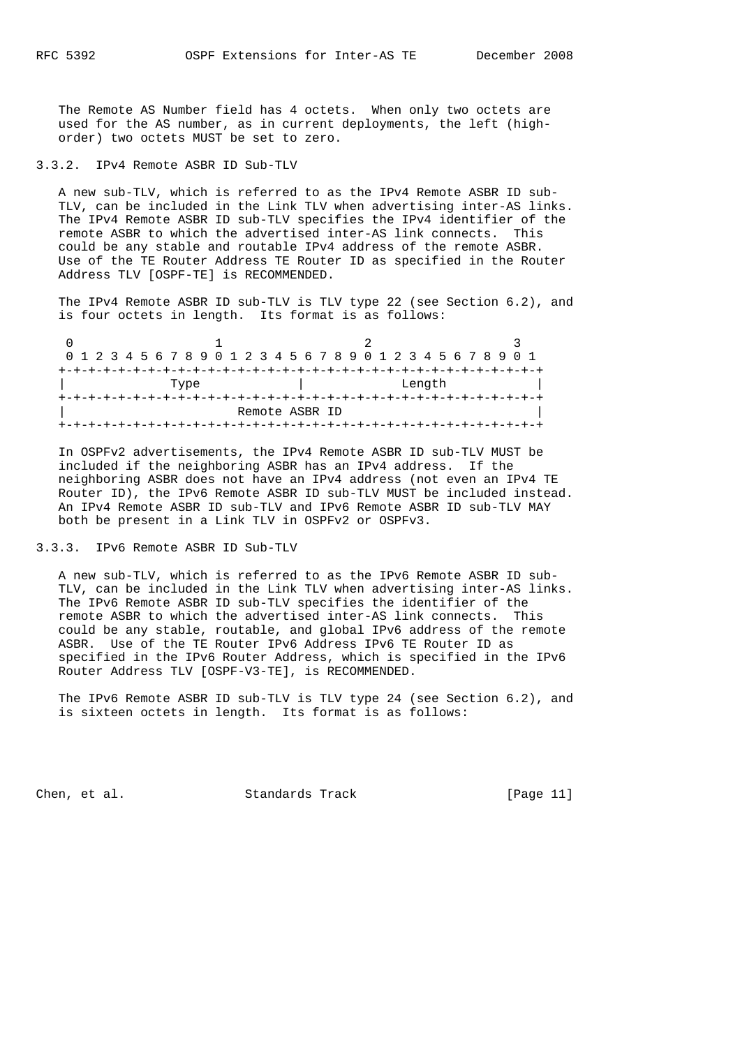The Remote AS Number field has 4 octets. When only two octets are used for the AS number, as in current deployments, the left (high-order) two octets MUST be set to zero.

### 3.3.2. IPv4 Remote ASBR ID Sub-TLV

A new sub-TLV, which is referred to as the IPv4 Remote ASBR ID sub-TLV, can be included in the Link TLV when advertising inter-AS links. The IPv4 Remote ASBR ID sub-TLV specifies the IPv4 identifier of the remote ASBR to which the advertised inter-AS link connects. This could be any stable and routable IPv4 address of the remote ASBR. Use of the TE Router Address TE Router ID as specified in the Router Address TLV [OSPF-TE] is RECOMMENDED.

The IPv4 Remote ASBR ID sub-TLV is TLV type 22 (see Section 6.2), and is four octets in length. Its format is as follows:

```
 0                   1                   2                   3
 0 1 2 3 4 5 6 7 8 9 0 1 2 3 4 5 6 7 8 9 0 1 2 3 4 5 6 7 8 9 0 1
+-+-+-+-+-+-+-+-+-+-+-+-+-+-+-+-+-+-+-+-+-+-+-+-+-+-+-+-+-+-+-+-+
|             Type              |             Length            |
+-+-+-+-+-+-+-+-+-+-+-+-+-+-+-+-+-+-+-+-+-+-+-+-+-+-+-+-+-+-+-+-+
|                         Remote ASBR ID                        |
+-+-+-+-+-+-+-+-+-+-+-+-+-+-+-+-+-+-+-+-+-+-+-+-+-+-+-+-+-+-+-+-+
```

In OSPFv2 advertisements, the IPv4 Remote ASBR ID sub-TLV MUST be included if the neighboring ASBR has an IPv4 address. If the neighboring ASBR does not have an IPv4 address (not even an IPv4 TE Router ID), the IPv6 Remote ASBR ID sub-TLV MUST be included instead. An IPv4 Remote ASBR ID sub-TLV and IPv6 Remote ASBR ID sub-TLV MAY both be present in a Link TLV in OSPFv2 or OSPFv3.

### 3.3.3. IPv6 Remote ASBR ID Sub-TLV

A new sub-TLV, which is referred to as the IPv6 Remote ASBR ID sub-TLV, can be included in the Link TLV when advertising inter-AS links. The IPv6 Remote ASBR ID sub-TLV specifies the identifier of the remote ASBR to which the advertised inter-AS link connects. This could be any stable, routable, and global IPv6 address of the remote ASBR. Use of the TE Router IPv6 Address IPv6 TE Router ID as specified in the IPv6 Router Address, which is specified in the IPv6 Router Address TLV [OSPF-V3-TE], is RECOMMENDED.

The IPv6 Remote ASBR ID sub-TLV is TLV type 24 (see Section 6.2), and is sixteen octets in length. Its format is as follows: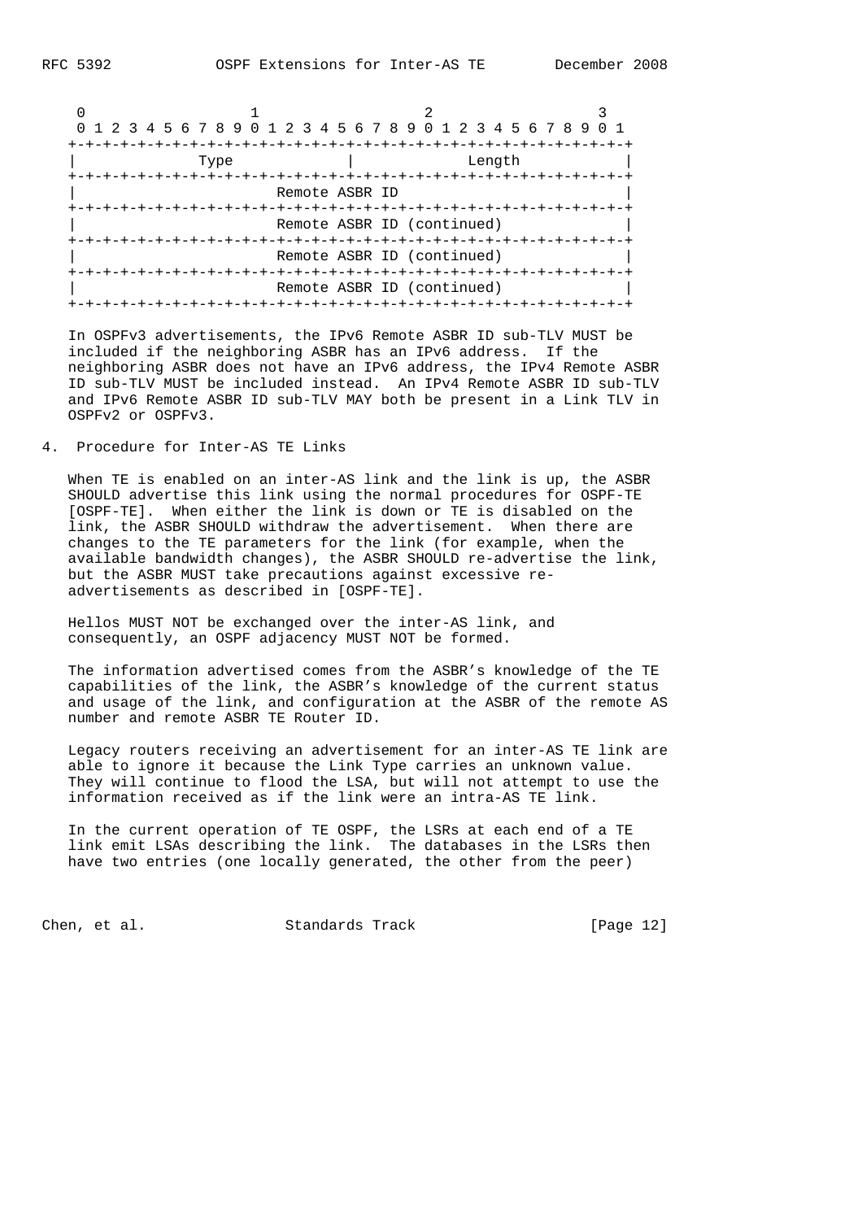```
    0                   1                   2                   3
    0 1 2 3 4 5 6 7 8 9 0 1 2 3 4 5 6 7 8 9 0 1 2 3 4 5 6 7 8 9 0 1
   +-+-+-+-+-+-+-+-+-+-+-+-+-+-+-+-+-+-+-+-+-+-+-+-+-+-+-+-+-+-+-+-+
   |              Type             |               Length          |
   +-+-+-+-+-+-+-+-+-+-+-+-+-+-+-+-+-+-+-+-+-+-+-+-+-+-+-+-+-+-+-+-+
   |                          Remote ASBR ID                       |
   +-+-+-+-+-+-+-+-+-+-+-+-+-+-+-+-+-+-+-+-+-+-+-+-+-+-+-+-+-+-+-+-+
   |                          Remote ASBR ID (continued)           |
   +-+-+-+-+-+-+-+-+-+-+-+-+-+-+-+-+-+-+-+-+-+-+-+-+-+-+-+-+-+-+-+-+
   |                          Remote ASBR ID (continued)           |
   +-+-+-+-+-+-+-+-+-+-+-+-+-+-+-+-+-+-+-+-+-+-+-+-+-+-+-+-+-+-+-+-+
   |                          Remote ASBR ID (continued)           |
   +-+-+-+-+-+-+-+-+-+-+-+-+-+-+-+-+-+-+-+-+-+-+-+-+-+-+-+-+-+-+-+-+
```

In OSPFv3 advertisements, the IPv6 Remote ASBR ID sub-TLV MUST be included if the neighboring ASBR has an IPv6 address. If the neighboring ASBR does not have an IPv6 address, the IPv4 Remote ASBR ID sub-TLV MUST be included instead. An IPv4 Remote ASBR ID sub-TLV and IPv6 Remote ASBR ID sub-TLV MAY both be present in a Link TLV in OSPFv2 or OSPFv3.

## 4. Procedure for Inter-AS TE Links

When TE is enabled on an inter-AS link and the link is up, the ASBR SHOULD advertise this link using the normal procedures for OSPF-TE [OSPF-TE]. When either the link is down or TE is disabled on the link, the ASBR SHOULD withdraw the advertisement. When there are changes to the TE parameters for the link (for example, when the available bandwidth changes), the ASBR SHOULD re-advertise the link, but the ASBR MUST take precautions against excessive re-advertisements as described in [OSPF-TE].

Hellos MUST NOT be exchanged over the inter-AS link, and consequently, an OSPF adjacency MUST NOT be formed.

The information advertised comes from the ASBR's knowledge of the TE capabilities of the link, the ASBR's knowledge of the current status and usage of the link, and configuration at the ASBR of the remote AS number and remote ASBR TE Router ID.

Legacy routers receiving an advertisement for an inter-AS TE link are able to ignore it because the Link Type carries an unknown value. They will continue to flood the LSA, but will not attempt to use the information received as if the link were an intra-AS TE link.

In the current operation of TE OSPF, the LSRs at each end of a TE link emit LSAs describing the link. The databases in the LSRs then have two entries (one locally generated, the other from the peer)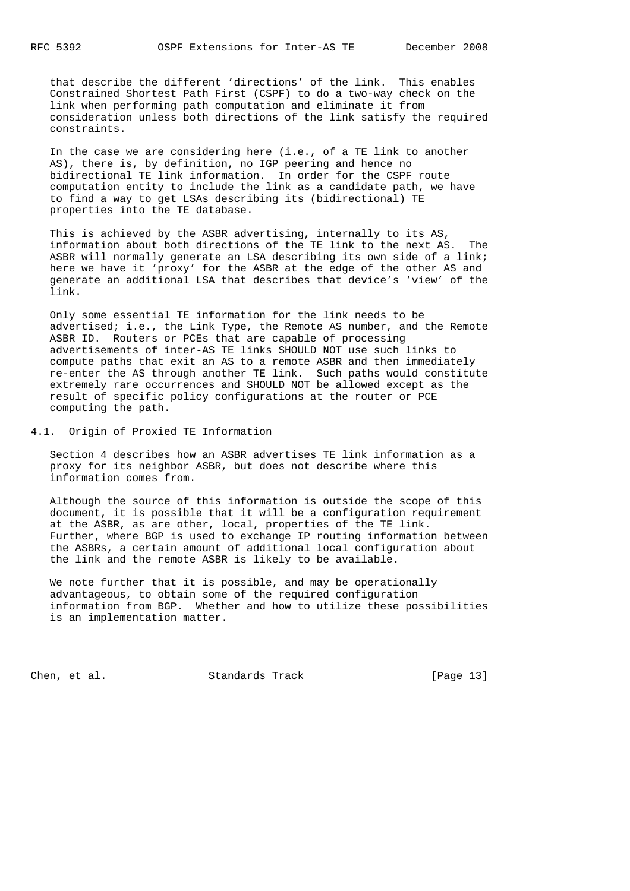that describe the different 'directions' of the link. This enables Constrained Shortest Path First (CSPF) to do a two-way check on the link when performing path computation and eliminate it from consideration unless both directions of the link satisfy the required constraints.

In the case we are considering here (i.e., of a TE link to another AS), there is, by definition, no IGP peering and hence no bidirectional TE link information. In order for the CSPF route computation entity to include the link as a candidate path, we have to find a way to get LSAs describing its (bidirectional) TE properties into the TE database.

This is achieved by the ASBR advertising, internally to its AS, information about both directions of the TE link to the next AS. The ASBR will normally generate an LSA describing its own side of a link; here we have it 'proxy' for the ASBR at the edge of the other AS and generate an additional LSA that describes that device's 'view' of the link.

Only some essential TE information for the link needs to be advertised; i.e., the Link Type, the Remote AS number, and the Remote ASBR ID. Routers or PCEs that are capable of processing advertisements of inter-AS TE links SHOULD NOT use such links to compute paths that exit an AS to a remote ASBR and then immediately re-enter the AS through another TE link. Such paths would constitute extremely rare occurrences and SHOULD NOT be allowed except as the result of specific policy configurations at the router or PCE computing the path.

## 4.1. Origin of Proxied TE Information

Section 4 describes how an ASBR advertises TE link information as a proxy for its neighbor ASBR, but does not describe where this information comes from.

Although the source of this information is outside the scope of this document, it is possible that it will be a configuration requirement at the ASBR, as are other, local, properties of the TE link. Further, where BGP is used to exchange IP routing information between the ASBRs, a certain amount of additional local configuration about the link and the remote ASBR is likely to be available.

We note further that it is possible, and may be operationally advantageous, to obtain some of the required configuration information from BGP. Whether and how to utilize these possibilities is an implementation matter.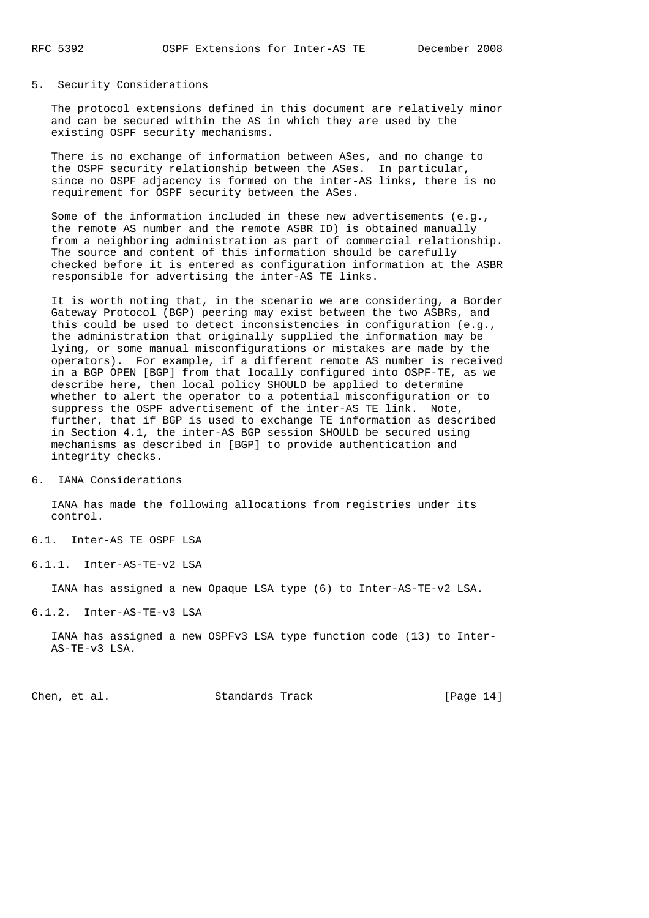## 5. Security Considerations

The protocol extensions defined in this document are relatively minor and can be secured within the AS in which they are used by the existing OSPF security mechanisms.

There is no exchange of information between ASes, and no change to the OSPF security relationship between the ASes. In particular, since no OSPF adjacency is formed on the inter-AS links, there is no requirement for OSPF security between the ASes.

Some of the information included in these new advertisements (e.g., the remote AS number and the remote ASBR ID) is obtained manually from a neighboring administration as part of commercial relationship. The source and content of this information should be carefully checked before it is entered as configuration information at the ASBR responsible for advertising the inter-AS TE links.

It is worth noting that, in the scenario we are considering, a Border Gateway Protocol (BGP) peering may exist between the two ASBRs, and this could be used to detect inconsistencies in configuration (e.g., the administration that originally supplied the information may be lying, or some manual misconfigurations or mistakes are made by the operators). For example, if a different remote AS number is received in a BGP OPEN [BGP] from that locally configured into OSPF-TE, as we describe here, then local policy SHOULD be applied to determine whether to alert the operator to a potential misconfiguration or to suppress the OSPF advertisement of the inter-AS TE link. Note, further, that if BGP is used to exchange TE information as described in Section 4.1, the inter-AS BGP session SHOULD be secured using mechanisms as described in [BGP] to provide authentication and integrity checks.

## 6. IANA Considerations

IANA has made the following allocations from registries under its control.

### 6.1. Inter-AS TE OSPF LSA

#### 6.1.1. Inter-AS-TE-v2 LSA

IANA has assigned a new Opaque LSA type (6) to Inter-AS-TE-v2 LSA.

#### 6.1.2. Inter-AS-TE-v3 LSA

IANA has assigned a new OSPFv3 LSA type function code (13) to Inter-AS-TE-v3 LSA.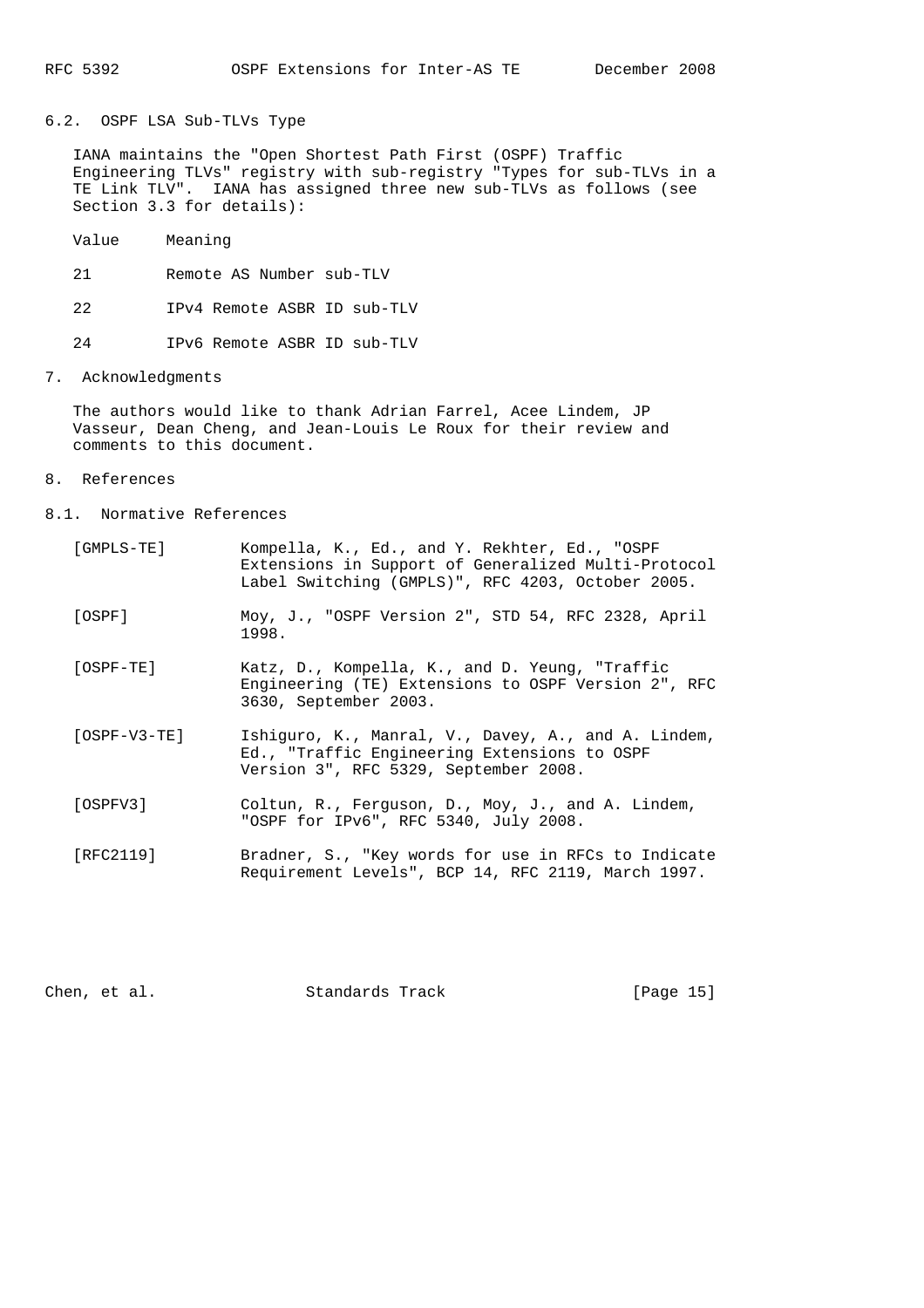### 6.2. OSPF LSA Sub-TLVs Type

IANA maintains the "Open Shortest Path First (OSPF) Traffic Engineering TLVs" registry with sub-registry "Types for sub-TLVs in a TE Link TLV". IANA has assigned three new sub-TLVs as follows (see Section 3.3 for details):

| Value | Meaning |
|---|---|
| 21 | Remote AS Number sub-TLV |
| 22 | IPv4 Remote ASBR ID sub-TLV |
| 24 | IPv6 Remote ASBR ID sub-TLV |

## 7. Acknowledgments

The authors would like to thank Adrian Farrel, Acee Lindem, JP Vasseur, Dean Cheng, and Jean-Louis Le Roux for their review and comments to this document.

## 8. References

### 8.1. Normative References

[GMPLS-TE] Kompella, K., Ed., and Y. Rekhter, Ed., "OSPF Extensions in Support of Generalized Multi-Protocol Label Switching (GMPLS)", RFC 4203, October 2005.

[OSPF] Moy, J., "OSPF Version 2", STD 54, RFC 2328, April 1998.

[OSPF-TE] Katz, D., Kompella, K., and D. Yeung, "Traffic Engineering (TE) Extensions to OSPF Version 2", RFC 3630, September 2003.

[OSPF-V3-TE] Ishiguro, K., Manral, V., Davey, A., and A. Lindem, Ed., "Traffic Engineering Extensions to OSPF Version 3", RFC 5329, September 2008.

[OSPFV3] Coltun, R., Ferguson, D., Moy, J., and A. Lindem, "OSPF for IPv6", RFC 5340, July 2008.

[RFC2119] Bradner, S., "Key words for use in RFCs to Indicate Requirement Levels", BCP 14, RFC 2119, March 1997.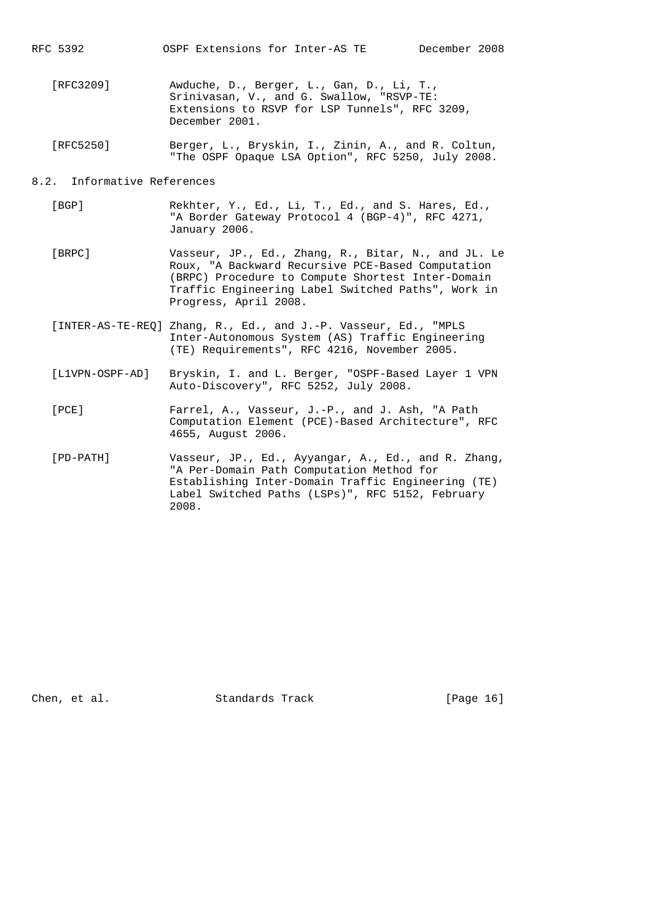[RFC3209] Awduche, D., Berger, L., Gan, D., Li, T., Srinivasan, V., and G. Swallow, "RSVP-TE: Extensions to RSVP for LSP Tunnels", RFC 3209, December 2001.

[RFC5250] Berger, L., Bryskin, I., Zinin, A., and R. Coltun, "The OSPF Opaque LSA Option", RFC 5250, July 2008.

## 8.2. Informative References

[BGP] Rekhter, Y., Ed., Li, T., Ed., and S. Hares, Ed., "A Border Gateway Protocol 4 (BGP-4)", RFC 4271, January 2006.

[BRPC] Vasseur, JP., Ed., Zhang, R., Bitar, N., and JL. Le Roux, "A Backward Recursive PCE-Based Computation (BRPC) Procedure to Compute Shortest Inter-Domain Traffic Engineering Label Switched Paths", Work in Progress, April 2008.

[INTER-AS-TE-REQ] Zhang, R., Ed., and J.-P. Vasseur, Ed., "MPLS Inter-Autonomous System (AS) Traffic Engineering (TE) Requirements", RFC 4216, November 2005.

[L1VPN-OSPF-AD] Bryskin, I. and L. Berger, "OSPF-Based Layer 1 VPN Auto-Discovery", RFC 5252, July 2008.

[PCE] Farrel, A., Vasseur, J.-P., and J. Ash, "A Path Computation Element (PCE)-Based Architecture", RFC 4655, August 2006.

[PD-PATH] Vasseur, JP., Ed., Ayyangar, A., Ed., and R. Zhang, "A Per-Domain Path Computation Method for Establishing Inter-Domain Traffic Engineering (TE) Label Switched Paths (LSPs)", RFC 5152, February 2008.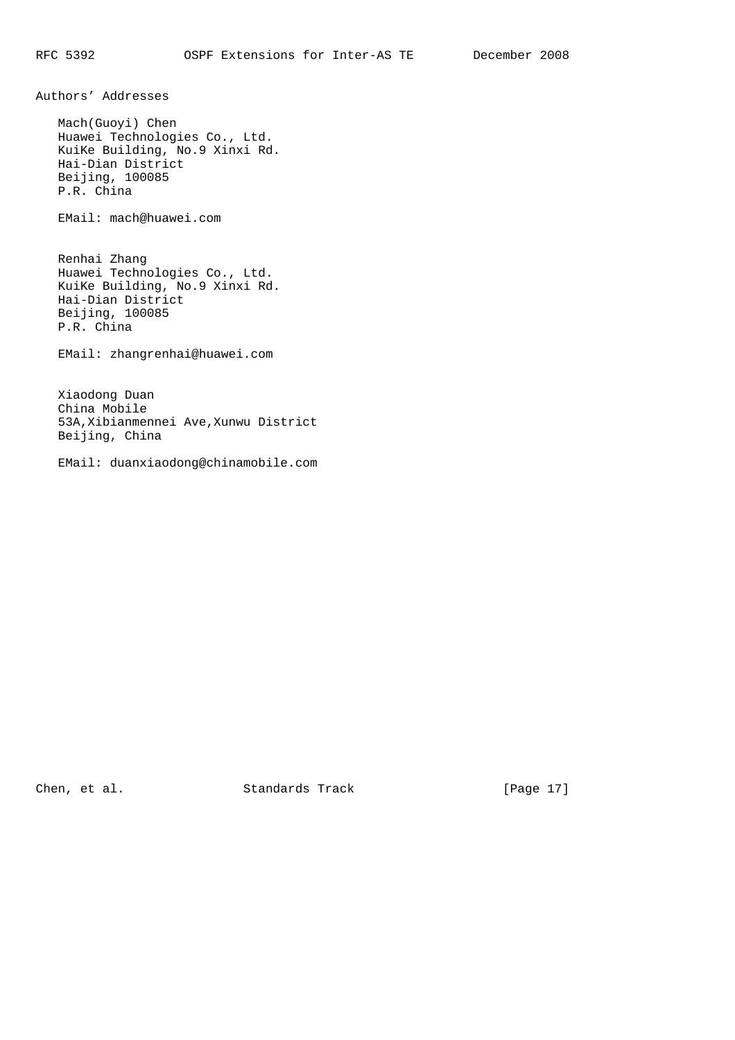## Authors' Addresses

Mach(Guoyi) Chen  
Huawei Technologies Co., Ltd.  
KuiKe Building, No.9 Xinxi Rd.  
Hai-Dian District  
Beijing, 100085  
P.R. China

EMail: mach@huawei.com

Renhai Zhang  
Huawei Technologies Co., Ltd.  
KuiKe Building, No.9 Xinxi Rd.  
Hai-Dian District  
Beijing, 100085  
P.R. China

EMail: zhangrenhai@huawei.com

Xiaodong Duan  
China Mobile  
53A,Xibianmennei Ave,Xunwu District  
Beijing, China

EMail: duanxiaodong@chinamobile.com